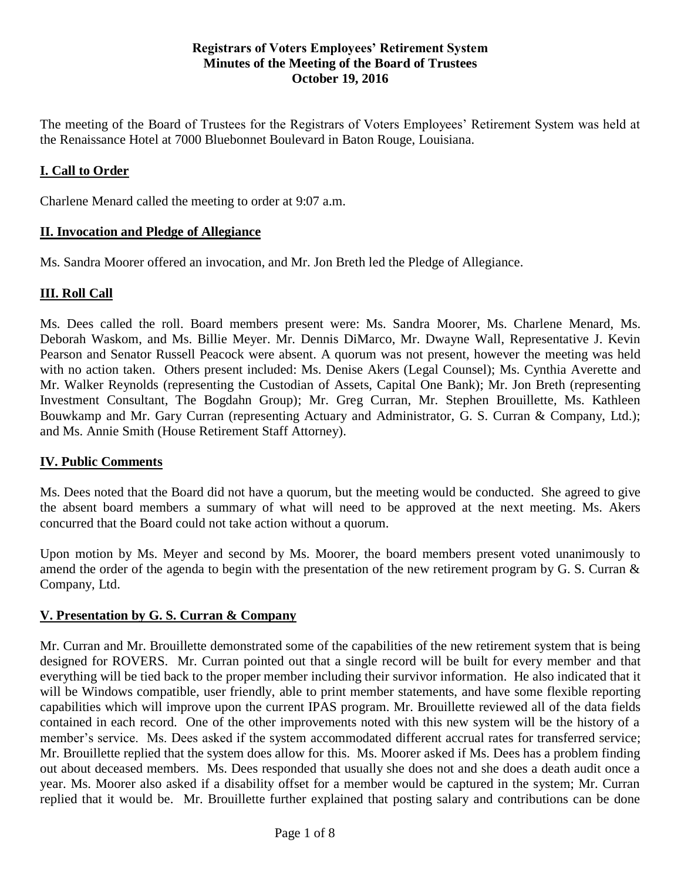**Registrars of Voters Employees' Retirement System**
**Minutes of the Meeting of the Board of Trustees**
**October 19, 2016**

The meeting of the Board of Trustees for the Registrars of Voters Employees' Retirement System was held at the Renaissance Hotel at 7000 Bluebonnet Boulevard in Baton Rouge, Louisiana.

## I. Call to Order

Charlene Menard called the meeting to order at 9:07 a.m.

## II. Invocation and Pledge of Allegiance

Ms. Sandra Moorer offered an invocation, and Mr. Jon Breth led the Pledge of Allegiance.

## III. Roll Call

Ms. Dees called the roll. Board members present were: Ms. Sandra Moorer, Ms. Charlene Menard, Ms. Deborah Waskom, and Ms. Billie Meyer. Mr. Dennis DiMarco, Mr. Dwayne Wall, Representative J. Kevin Pearson and Senator Russell Peacock were absent. A quorum was not present, however the meeting was held with no action taken. Others present included: Ms. Denise Akers (Legal Counsel); Ms. Cynthia Averette and Mr. Walker Reynolds (representing the Custodian of Assets, Capital One Bank); Mr. Jon Breth (representing Investment Consultant, The Bogdahn Group); Mr. Greg Curran, Mr. Stephen Brouillette, Ms. Kathleen Bouwkamp and Mr. Gary Curran (representing Actuary and Administrator, G. S. Curran & Company, Ltd.); and Ms. Annie Smith (House Retirement Staff Attorney).

## IV. Public Comments

Ms. Dees noted that the Board did not have a quorum, but the meeting would be conducted. She agreed to give the absent board members a summary of what will need to be approved at the next meeting. Ms. Akers concurred that the Board could not take action without a quorum.

Upon motion by Ms. Meyer and second by Ms. Moorer, the board members present voted unanimously to amend the order of the agenda to begin with the presentation of the new retirement program by G. S. Curran & Company, Ltd.

## V. Presentation by G. S. Curran & Company

Mr. Curran and Mr. Brouillette demonstrated some of the capabilities of the new retirement system that is being designed for ROVERS. Mr. Curran pointed out that a single record will be built for every member and that everything will be tied back to the proper member including their survivor information. He also indicated that it will be Windows compatible, user friendly, able to print member statements, and have some flexible reporting capabilities which will improve upon the current IPAS program. Mr. Brouillette reviewed all of the data fields contained in each record. One of the other improvements noted with this new system will be the history of a member's service. Ms. Dees asked if the system accommodated different accrual rates for transferred service; Mr. Brouillette replied that the system does allow for this. Ms. Moorer asked if Ms. Dees has a problem finding out about deceased members. Ms. Dees responded that usually she does not and she does a death audit once a year. Ms. Moorer also asked if a disability offset for a member would be captured in the system; Mr. Curran replied that it would be. Mr. Brouillette further explained that posting salary and contributions can be done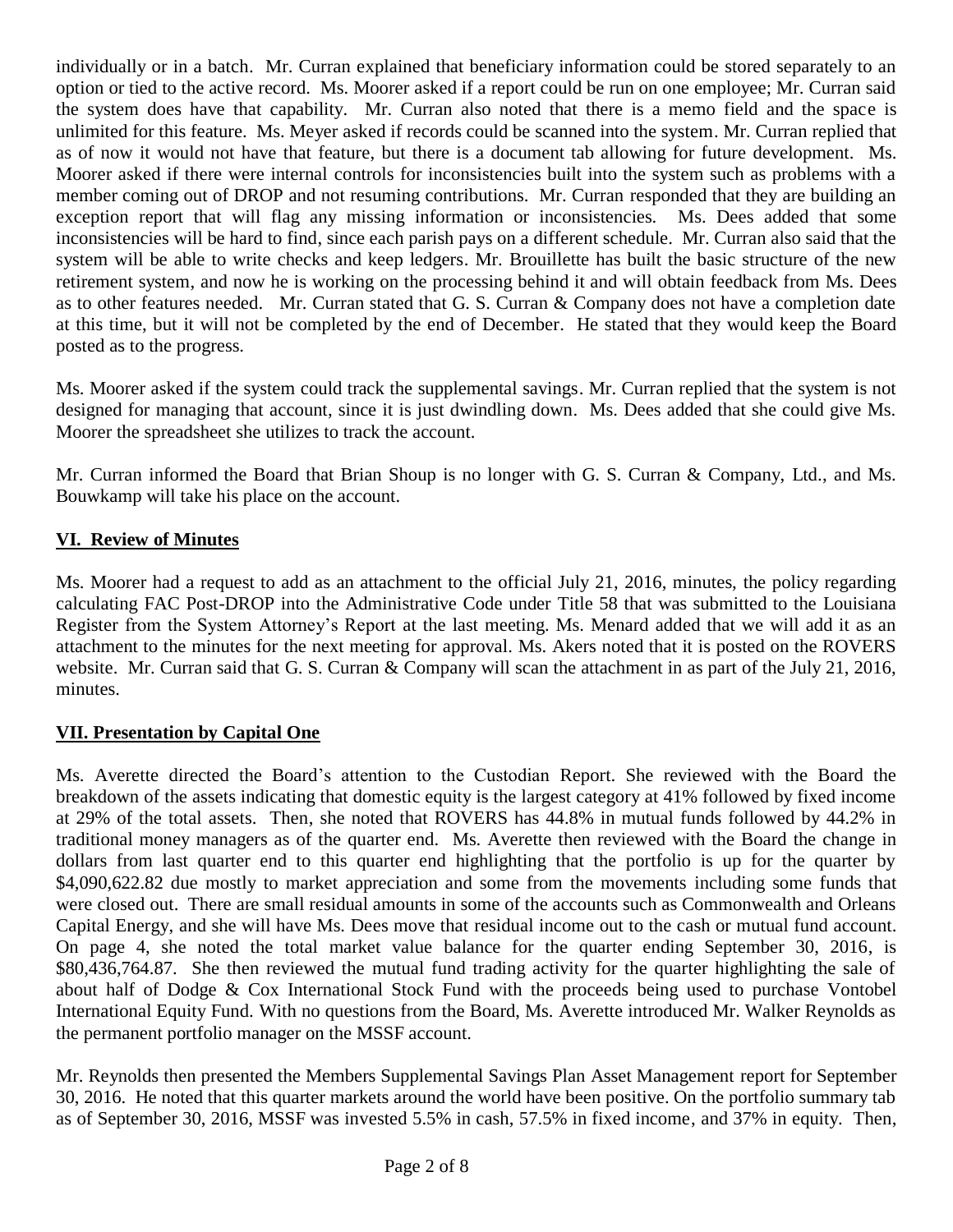individually or in a batch. Mr. Curran explained that beneficiary information could be stored separately to an option or tied to the active record. Ms. Moorer asked if a report could be run on one employee; Mr. Curran said the system does have that capability. Mr. Curran also noted that there is a memo field and the space is unlimited for this feature. Ms. Meyer asked if records could be scanned into the system. Mr. Curran replied that as of now it would not have that feature, but there is a document tab allowing for future development. Ms. Moorer asked if there were internal controls for inconsistencies built into the system such as problems with a member coming out of DROP and not resuming contributions. Mr. Curran responded that they are building an exception report that will flag any missing information or inconsistencies. Ms. Dees added that some inconsistencies will be hard to find, since each parish pays on a different schedule. Mr. Curran also said that the system will be able to write checks and keep ledgers. Mr. Brouillette has built the basic structure of the new retirement system, and now he is working on the processing behind it and will obtain feedback from Ms. Dees as to other features needed. Mr. Curran stated that G. S. Curran & Company does not have a completion date at this time, but it will not be completed by the end of December. He stated that they would keep the Board posted as to the progress.

Ms. Moorer asked if the system could track the supplemental savings. Mr. Curran replied that the system is not designed for managing that account, since it is just dwindling down. Ms. Dees added that she could give Ms. Moorer the spreadsheet she utilizes to track the account.

Mr. Curran informed the Board that Brian Shoup is no longer with G. S. Curran & Company, Ltd., and Ms. Bouwkamp will take his place on the account.

## VI. Review of Minutes

Ms. Moorer had a request to add as an attachment to the official July 21, 2016, minutes, the policy regarding calculating FAC Post-DROP into the Administrative Code under Title 58 that was submitted to the Louisiana Register from the System Attorney's Report at the last meeting. Ms. Menard added that we will add it as an attachment to the minutes for the next meeting for approval. Ms. Akers noted that it is posted on the ROVERS website. Mr. Curran said that G. S. Curran & Company will scan the attachment in as part of the July 21, 2016, minutes.

## VII. Presentation by Capital One

Ms. Averette directed the Board's attention to the Custodian Report. She reviewed with the Board the breakdown of the assets indicating that domestic equity is the largest category at 41% followed by fixed income at 29% of the total assets. Then, she noted that ROVERS has 44.8% in mutual funds followed by 44.2% in traditional money managers as of the quarter end. Ms. Averette then reviewed with the Board the change in dollars from last quarter end to this quarter end highlighting that the portfolio is up for the quarter by $4,090,622.82 due mostly to market appreciation and some from the movements including some funds that were closed out. There are small residual amounts in some of the accounts such as Commonwealth and Orleans Capital Energy, and she will have Ms. Dees move that residual income out to the cash or mutual fund account. On page 4, she noted the total market value balance for the quarter ending September 30, 2016, is $80,436,764.87. She then reviewed the mutual fund trading activity for the quarter highlighting the sale of about half of Dodge & Cox International Stock Fund with the proceeds being used to purchase Vontobel International Equity Fund. With no questions from the Board, Ms. Averette introduced Mr. Walker Reynolds as the permanent portfolio manager on the MSSF account.

Mr. Reynolds then presented the Members Supplemental Savings Plan Asset Management report for September 30, 2016. He noted that this quarter markets around the world have been positive. On the portfolio summary tab as of September 30, 2016, MSSF was invested 5.5% in cash, 57.5% in fixed income, and 37% in equity. Then,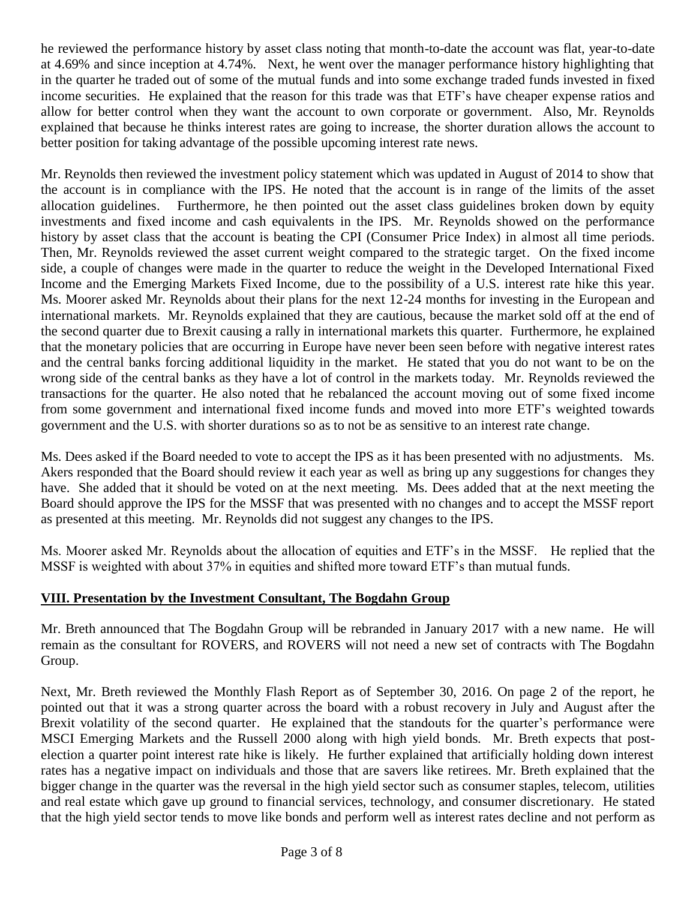he reviewed the performance history by asset class noting that month-to-date the account was flat, year-to-date at 4.69% and since inception at 4.74%. Next, he went over the manager performance history highlighting that in the quarter he traded out of some of the mutual funds and into some exchange traded funds invested in fixed income securities. He explained that the reason for this trade was that ETF's have cheaper expense ratios and allow for better control when they want the account to own corporate or government. Also, Mr. Reynolds explained that because he thinks interest rates are going to increase, the shorter duration allows the account to better position for taking advantage of the possible upcoming interest rate news.

Mr. Reynolds then reviewed the investment policy statement which was updated in August of 2014 to show that the account is in compliance with the IPS. He noted that the account is in range of the limits of the asset allocation guidelines. Furthermore, he then pointed out the asset class guidelines broken down by equity investments and fixed income and cash equivalents in the IPS. Mr. Reynolds showed on the performance history by asset class that the account is beating the CPI (Consumer Price Index) in almost all time periods. Then, Mr. Reynolds reviewed the asset current weight compared to the strategic target. On the fixed income side, a couple of changes were made in the quarter to reduce the weight in the Developed International Fixed Income and the Emerging Markets Fixed Income, due to the possibility of a U.S. interest rate hike this year. Ms. Moorer asked Mr. Reynolds about their plans for the next 12-24 months for investing in the European and international markets. Mr. Reynolds explained that they are cautious, because the market sold off at the end of the second quarter due to Brexit causing a rally in international markets this quarter. Furthermore, he explained that the monetary policies that are occurring in Europe have never been seen before with negative interest rates and the central banks forcing additional liquidity in the market. He stated that you do not want to be on the wrong side of the central banks as they have a lot of control in the markets today. Mr. Reynolds reviewed the transactions for the quarter. He also noted that he rebalanced the account moving out of some fixed income from some government and international fixed income funds and moved into more ETF's weighted towards government and the U.S. with shorter durations so as to not be as sensitive to an interest rate change.

Ms. Dees asked if the Board needed to vote to accept the IPS as it has been presented with no adjustments. Ms. Akers responded that the Board should review it each year as well as bring up any suggestions for changes they have. She added that it should be voted on at the next meeting. Ms. Dees added that at the next meeting the Board should approve the IPS for the MSSF that was presented with no changes and to accept the MSSF report as presented at this meeting. Mr. Reynolds did not suggest any changes to the IPS.

Ms. Moorer asked Mr. Reynolds about the allocation of equities and ETF's in the MSSF. He replied that the MSSF is weighted with about 37% in equities and shifted more toward ETF's than mutual funds.

## VIII. Presentation by the Investment Consultant, The Bogdahn Group

Mr. Breth announced that The Bogdahn Group will be rebranded in January 2017 with a new name. He will remain as the consultant for ROVERS, and ROVERS will not need a new set of contracts with The Bogdahn Group.

Next, Mr. Breth reviewed the Monthly Flash Report as of September 30, 2016. On page 2 of the report, he pointed out that it was a strong quarter across the board with a robust recovery in July and August after the Brexit volatility of the second quarter. He explained that the standouts for the quarter's performance were MSCI Emerging Markets and the Russell 2000 along with high yield bonds. Mr. Breth expects that post-election a quarter point interest rate hike is likely. He further explained that artificially holding down interest rates has a negative impact on individuals and those that are savers like retirees. Mr. Breth explained that the bigger change in the quarter was the reversal in the high yield sector such as consumer staples, telecom, utilities and real estate which gave up ground to financial services, technology, and consumer discretionary. He stated that the high yield sector tends to move like bonds and perform well as interest rates decline and not perform as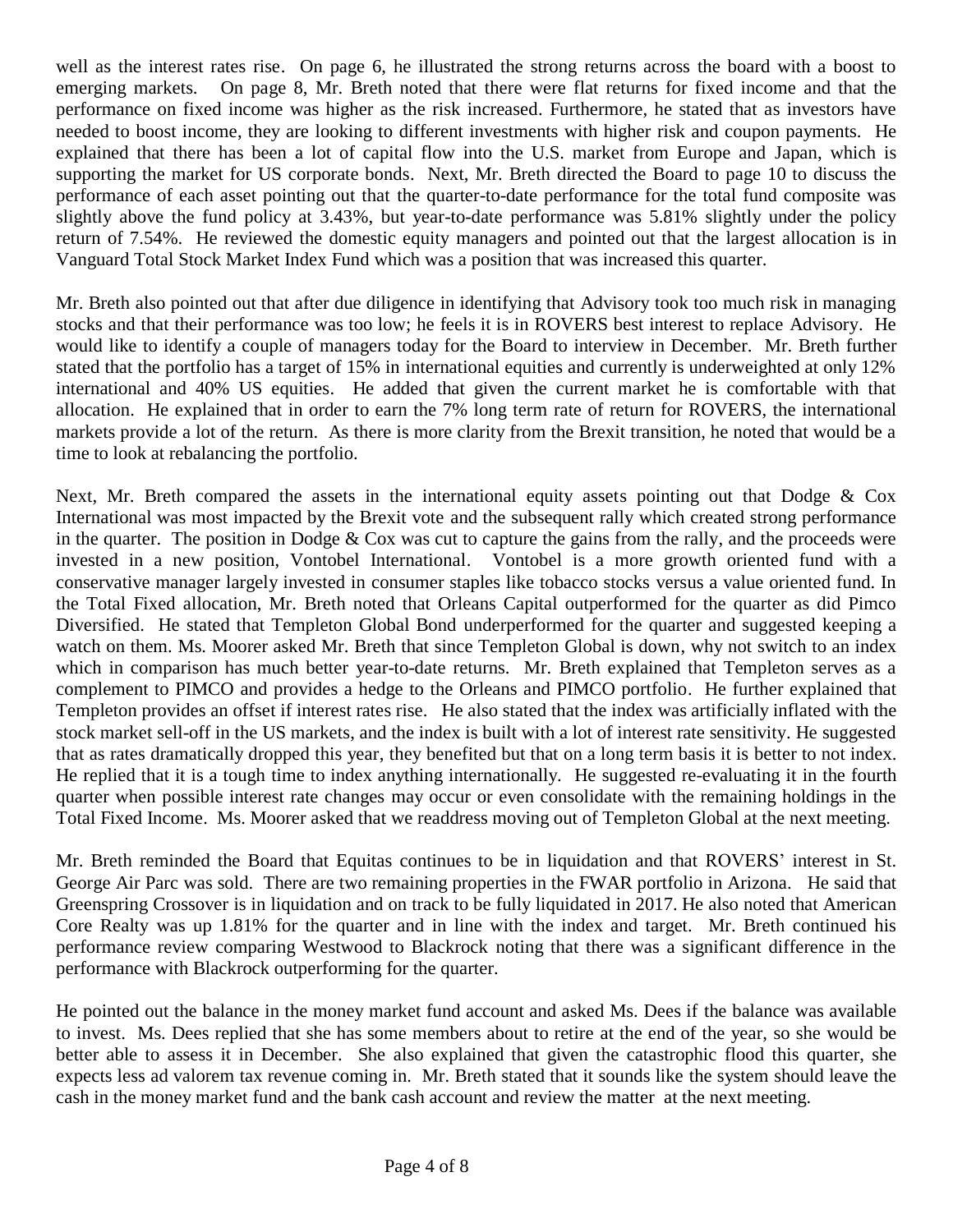well as the interest rates rise. On page 6, he illustrated the strong returns across the board with a boost to emerging markets. On page 8, Mr. Breth noted that there were flat returns for fixed income and that the performance on fixed income was higher as the risk increased. Furthermore, he stated that as investors have needed to boost income, they are looking to different investments with higher risk and coupon payments. He explained that there has been a lot of capital flow into the U.S. market from Europe and Japan, which is supporting the market for US corporate bonds. Next, Mr. Breth directed the Board to page 10 to discuss the performance of each asset pointing out that the quarter-to-date performance for the total fund composite was slightly above the fund policy at 3.43%, but year-to-date performance was 5.81% slightly under the policy return of 7.54%. He reviewed the domestic equity managers and pointed out that the largest allocation is in Vanguard Total Stock Market Index Fund which was a position that was increased this quarter.

Mr. Breth also pointed out that after due diligence in identifying that Advisory took too much risk in managing stocks and that their performance was too low; he feels it is in ROVERS best interest to replace Advisory. He would like to identify a couple of managers today for the Board to interview in December. Mr. Breth further stated that the portfolio has a target of 15% in international equities and currently is underweighted at only 12% international and 40% US equities. He added that given the current market he is comfortable with that allocation. He explained that in order to earn the 7% long term rate of return for ROVERS, the international markets provide a lot of the return. As there is more clarity from the Brexit transition, he noted that would be a time to look at rebalancing the portfolio.

Next, Mr. Breth compared the assets in the international equity assets pointing out that Dodge & Cox International was most impacted by the Brexit vote and the subsequent rally which created strong performance in the quarter. The position in Dodge & Cox was cut to capture the gains from the rally, and the proceeds were invested in a new position, Vontobel International. Vontobel is a more growth oriented fund with a conservative manager largely invested in consumer staples like tobacco stocks versus a value oriented fund. In the Total Fixed allocation, Mr. Breth noted that Orleans Capital outperformed for the quarter as did Pimco Diversified. He stated that Templeton Global Bond underperformed for the quarter and suggested keeping a watch on them. Ms. Moorer asked Mr. Breth that since Templeton Global is down, why not switch to an index which in comparison has much better year-to-date returns. Mr. Breth explained that Templeton serves as a complement to PIMCO and provides a hedge to the Orleans and PIMCO portfolio. He further explained that Templeton provides an offset if interest rates rise. He also stated that the index was artificially inflated with the stock market sell-off in the US markets, and the index is built with a lot of interest rate sensitivity. He suggested that as rates dramatically dropped this year, they benefited but that on a long term basis it is better to not index. He replied that it is a tough time to index anything internationally. He suggested re-evaluating it in the fourth quarter when possible interest rate changes may occur or even consolidate with the remaining holdings in the Total Fixed Income. Ms. Moorer asked that we readdress moving out of Templeton Global at the next meeting.

Mr. Breth reminded the Board that Equitas continues to be in liquidation and that ROVERS' interest in St. George Air Parc was sold. There are two remaining properties in the FWAR portfolio in Arizona. He said that Greenspring Crossover is in liquidation and on track to be fully liquidated in 2017. He also noted that American Core Realty was up 1.81% for the quarter and in line with the index and target. Mr. Breth continued his performance review comparing Westwood to Blackrock noting that there was a significant difference in the performance with Blackrock outperforming for the quarter.

He pointed out the balance in the money market fund account and asked Ms. Dees if the balance was available to invest. Ms. Dees replied that she has some members about to retire at the end of the year, so she would be better able to assess it in December. She also explained that given the catastrophic flood this quarter, she expects less ad valorem tax revenue coming in. Mr. Breth stated that it sounds like the system should leave the cash in the money market fund and the bank cash account and review the matter at the next meeting.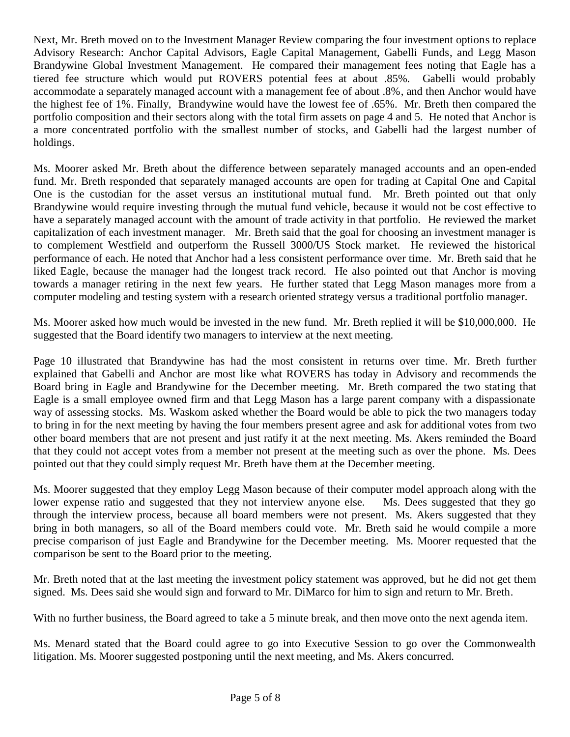Next, Mr. Breth moved on to the Investment Manager Review comparing the four investment options to replace Advisory Research: Anchor Capital Advisors, Eagle Capital Management, Gabelli Funds, and Legg Mason Brandywine Global Investment Management. He compared their management fees noting that Eagle has a tiered fee structure which would put ROVERS potential fees at about .85%. Gabelli would probably accommodate a separately managed account with a management fee of about .8%, and then Anchor would have the highest fee of 1%. Finally, Brandywine would have the lowest fee of .65%. Mr. Breth then compared the portfolio composition and their sectors along with the total firm assets on page 4 and 5. He noted that Anchor is a more concentrated portfolio with the smallest number of stocks, and Gabelli had the largest number of holdings.

Ms. Moorer asked Mr. Breth about the difference between separately managed accounts and an open-ended fund. Mr. Breth responded that separately managed accounts are open for trading at Capital One and Capital One is the custodian for the asset versus an institutional mutual fund. Mr. Breth pointed out that only Brandywine would require investing through the mutual fund vehicle, because it would not be cost effective to have a separately managed account with the amount of trade activity in that portfolio. He reviewed the market capitalization of each investment manager. Mr. Breth said that the goal for choosing an investment manager is to complement Westfield and outperform the Russell 3000/US Stock market. He reviewed the historical performance of each. He noted that Anchor had a less consistent performance over time. Mr. Breth said that he liked Eagle, because the manager had the longest track record. He also pointed out that Anchor is moving towards a manager retiring in the next few years. He further stated that Legg Mason manages more from a computer modeling and testing system with a research oriented strategy versus a traditional portfolio manager.

Ms. Moorer asked how much would be invested in the new fund. Mr. Breth replied it will be $10,000,000. He suggested that the Board identify two managers to interview at the next meeting.

Page 10 illustrated that Brandywine has had the most consistent in returns over time. Mr. Breth further explained that Gabelli and Anchor are most like what ROVERS has today in Advisory and recommends the Board bring in Eagle and Brandywine for the December meeting. Mr. Breth compared the two stating that Eagle is a small employee owned firm and that Legg Mason has a large parent company with a dispassionate way of assessing stocks. Ms. Waskom asked whether the Board would be able to pick the two managers today to bring in for the next meeting by having the four members present agree and ask for additional votes from two other board members that are not present and just ratify it at the next meeting. Ms. Akers reminded the Board that they could not accept votes from a member not present at the meeting such as over the phone. Ms. Dees pointed out that they could simply request Mr. Breth have them at the December meeting.

Ms. Moorer suggested that they employ Legg Mason because of their computer model approach along with the lower expense ratio and suggested that they not interview anyone else. Ms. Dees suggested that they go through the interview process, because all board members were not present. Ms. Akers suggested that they bring in both managers, so all of the Board members could vote. Mr. Breth said he would compile a more precise comparison of just Eagle and Brandywine for the December meeting. Ms. Moorer requested that the comparison be sent to the Board prior to the meeting.

Mr. Breth noted that at the last meeting the investment policy statement was approved, but he did not get them signed. Ms. Dees said she would sign and forward to Mr. DiMarco for him to sign and return to Mr. Breth.

With no further business, the Board agreed to take a 5 minute break, and then move onto the next agenda item.

Ms. Menard stated that the Board could agree to go into Executive Session to go over the Commonwealth litigation. Ms. Moorer suggested postponing until the next meeting, and Ms. Akers concurred.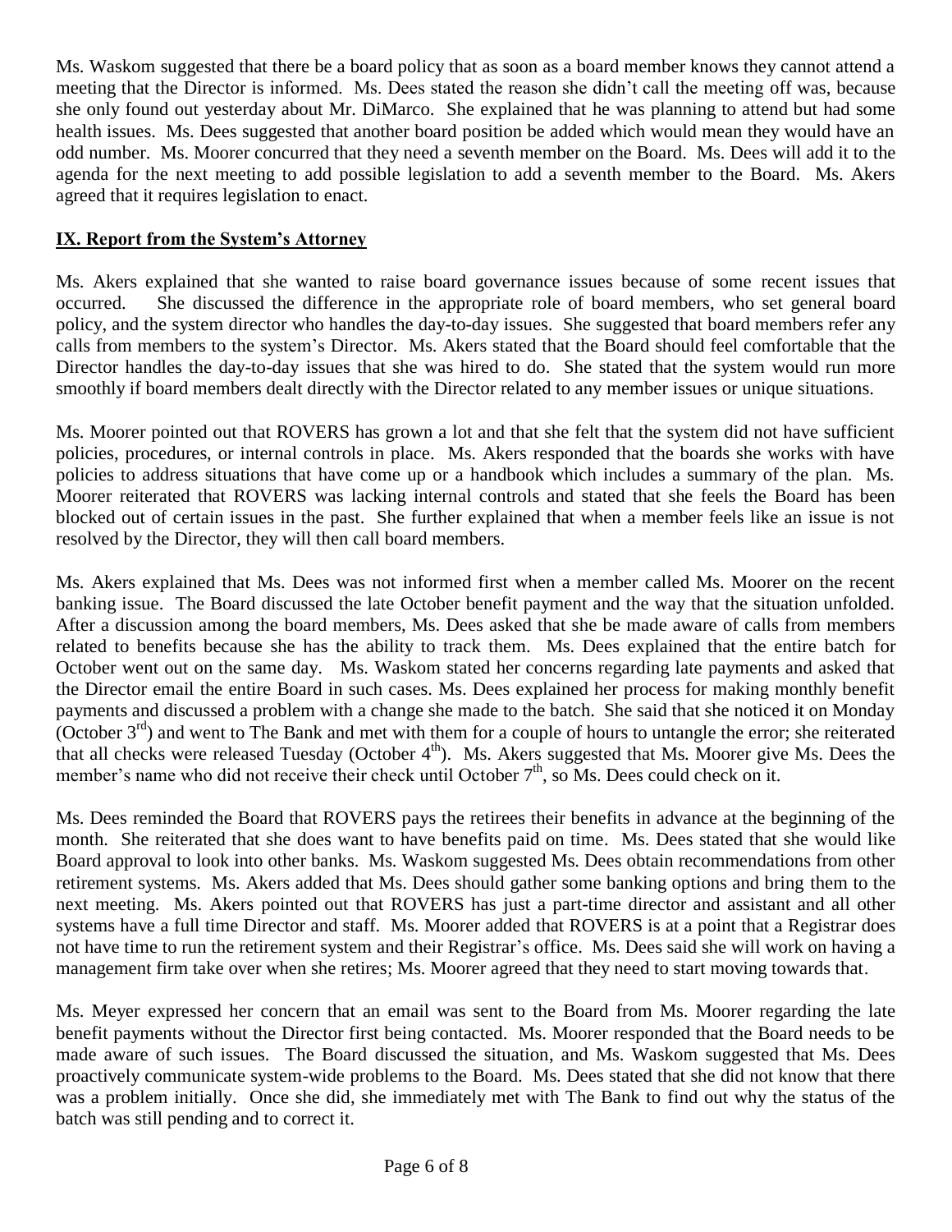Ms. Waskom suggested that there be a board policy that as soon as a board member knows they cannot attend a meeting that the Director is informed. Ms. Dees stated the reason she didn't call the meeting off was, because she only found out yesterday about Mr. DiMarco. She explained that he was planning to attend but had some health issues. Ms. Dees suggested that another board position be added which would mean they would have an odd number. Ms. Moorer concurred that they need a seventh member on the Board. Ms. Dees will add it to the agenda for the next meeting to add possible legislation to add a seventh member to the Board. Ms. Akers agreed that it requires legislation to enact.

## IX. Report from the System's Attorney

Ms. Akers explained that she wanted to raise board governance issues because of some recent issues that occurred. She discussed the difference in the appropriate role of board members, who set general board policy, and the system director who handles the day-to-day issues. She suggested that board members refer any calls from members to the system's Director. Ms. Akers stated that the Board should feel comfortable that the Director handles the day-to-day issues that she was hired to do. She stated that the system would run more smoothly if board members dealt directly with the Director related to any member issues or unique situations.

Ms. Moorer pointed out that ROVERS has grown a lot and that she felt that the system did not have sufficient policies, procedures, or internal controls in place. Ms. Akers responded that the boards she works with have policies to address situations that have come up or a handbook which includes a summary of the plan. Ms. Moorer reiterated that ROVERS was lacking internal controls and stated that she feels the Board has been blocked out of certain issues in the past. She further explained that when a member feels like an issue is not resolved by the Director, they will then call board members.

Ms. Akers explained that Ms. Dees was not informed first when a member called Ms. Moorer on the recent banking issue. The Board discussed the late October benefit payment and the way that the situation unfolded. After a discussion among the board members, Ms. Dees asked that she be made aware of calls from members related to benefits because she has the ability to track them. Ms. Dees explained that the entire batch for October went out on the same day. Ms. Waskom stated her concerns regarding late payments and asked that the Director email the entire Board in such cases. Ms. Dees explained her process for making monthly benefit payments and discussed a problem with a change she made to the batch. She said that she noticed it on Monday (October 3rd) and went to The Bank and met with them for a couple of hours to untangle the error; she reiterated that all checks were released Tuesday (October 4th). Ms. Akers suggested that Ms. Moorer give Ms. Dees the member's name who did not receive their check until October 7th, so Ms. Dees could check on it.

Ms. Dees reminded the Board that ROVERS pays the retirees their benefits in advance at the beginning of the month. She reiterated that she does want to have benefits paid on time. Ms. Dees stated that she would like Board approval to look into other banks. Ms. Waskom suggested Ms. Dees obtain recommendations from other retirement systems. Ms. Akers added that Ms. Dees should gather some banking options and bring them to the next meeting. Ms. Akers pointed out that ROVERS has just a part-time director and assistant and all other systems have a full time Director and staff. Ms. Moorer added that ROVERS is at a point that a Registrar does not have time to run the retirement system and their Registrar's office. Ms. Dees said she will work on having a management firm take over when she retires; Ms. Moorer agreed that they need to start moving towards that.

Ms. Meyer expressed her concern that an email was sent to the Board from Ms. Moorer regarding the late benefit payments without the Director first being contacted. Ms. Moorer responded that the Board needs to be made aware of such issues. The Board discussed the situation, and Ms. Waskom suggested that Ms. Dees proactively communicate system-wide problems to the Board. Ms. Dees stated that she did not know that there was a problem initially. Once she did, she immediately met with The Bank to find out why the status of the batch was still pending and to correct it.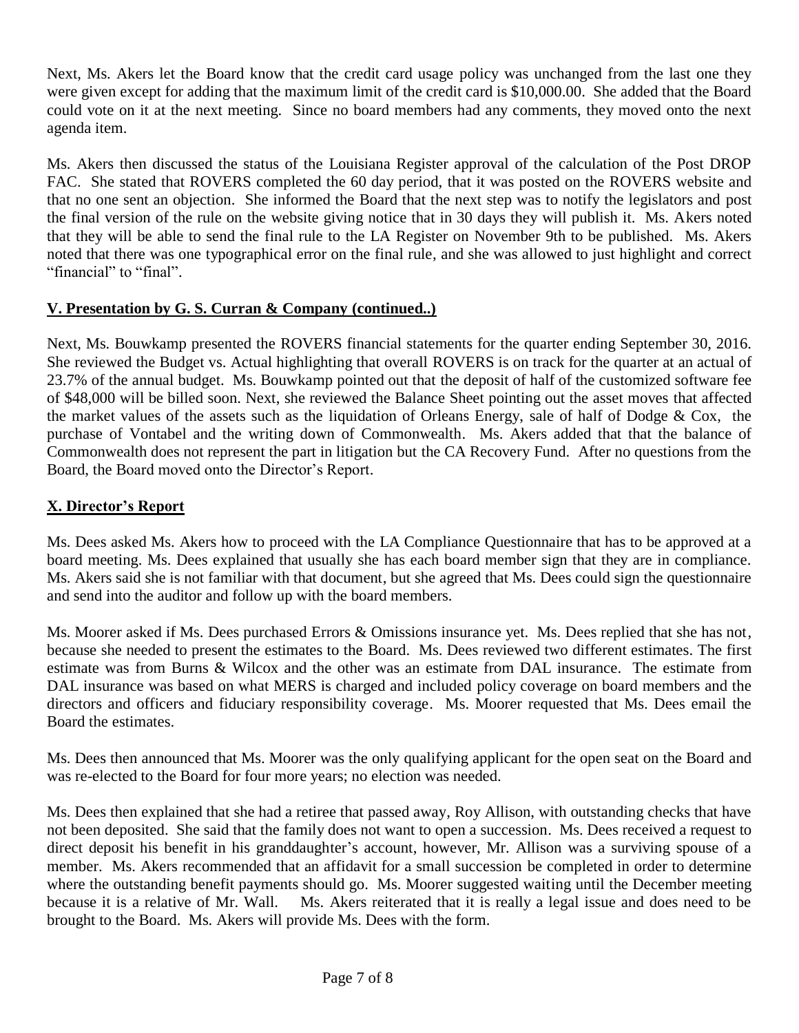Next, Ms. Akers let the Board know that the credit card usage policy was unchanged from the last one they were given except for adding that the maximum limit of the credit card is $10,000.00. She added that the Board could vote on it at the next meeting. Since no board members had any comments, they moved onto the next agenda item.

Ms. Akers then discussed the status of the Louisiana Register approval of the calculation of the Post DROP FAC. She stated that ROVERS completed the 60 day period, that it was posted on the ROVERS website and that no one sent an objection. She informed the Board that the next step was to notify the legislators and post the final version of the rule on the website giving notice that in 30 days they will publish it. Ms. Akers noted that they will be able to send the final rule to the LA Register on November 9th to be published. Ms. Akers noted that there was one typographical error on the final rule, and she was allowed to just highlight and correct "financial" to "final".

## **V. Presentation by G. S. Curran & Company (continued..)**

Next, Ms. Bouwkamp presented the ROVERS financial statements for the quarter ending September 30, 2016. She reviewed the Budget vs. Actual highlighting that overall ROVERS is on track for the quarter at an actual of 23.7% of the annual budget. Ms. Bouwkamp pointed out that the deposit of half of the customized software fee of $48,000 will be billed soon. Next, she reviewed the Balance Sheet pointing out the asset moves that affected the market values of the assets such as the liquidation of Orleans Energy, sale of half of Dodge & Cox, the purchase of Vontabel and the writing down of Commonwealth. Ms. Akers added that that the balance of Commonwealth does not represent the part in litigation but the CA Recovery Fund. After no questions from the Board, the Board moved onto the Director's Report.

## **X. Director's Report**

Ms. Dees asked Ms. Akers how to proceed with the LA Compliance Questionnaire that has to be approved at a board meeting. Ms. Dees explained that usually she has each board member sign that they are in compliance. Ms. Akers said she is not familiar with that document, but she agreed that Ms. Dees could sign the questionnaire and send into the auditor and follow up with the board members.

Ms. Moorer asked if Ms. Dees purchased Errors & Omissions insurance yet. Ms. Dees replied that she has not, because she needed to present the estimates to the Board. Ms. Dees reviewed two different estimates. The first estimate was from Burns & Wilcox and the other was an estimate from DAL insurance. The estimate from DAL insurance was based on what MERS is charged and included policy coverage on board members and the directors and officers and fiduciary responsibility coverage. Ms. Moorer requested that Ms. Dees email the Board the estimates.

Ms. Dees then announced that Ms. Moorer was the only qualifying applicant for the open seat on the Board and was re-elected to the Board for four more years; no election was needed.

Ms. Dees then explained that she had a retiree that passed away, Roy Allison, with outstanding checks that have not been deposited. She said that the family does not want to open a succession. Ms. Dees received a request to direct deposit his benefit in his granddaughter's account, however, Mr. Allison was a surviving spouse of a member. Ms. Akers recommended that an affidavit for a small succession be completed in order to determine where the outstanding benefit payments should go. Ms. Moorer suggested waiting until the December meeting because it is a relative of Mr. Wall. Ms. Akers reiterated that it is really a legal issue and does need to be brought to the Board. Ms. Akers will provide Ms. Dees with the form.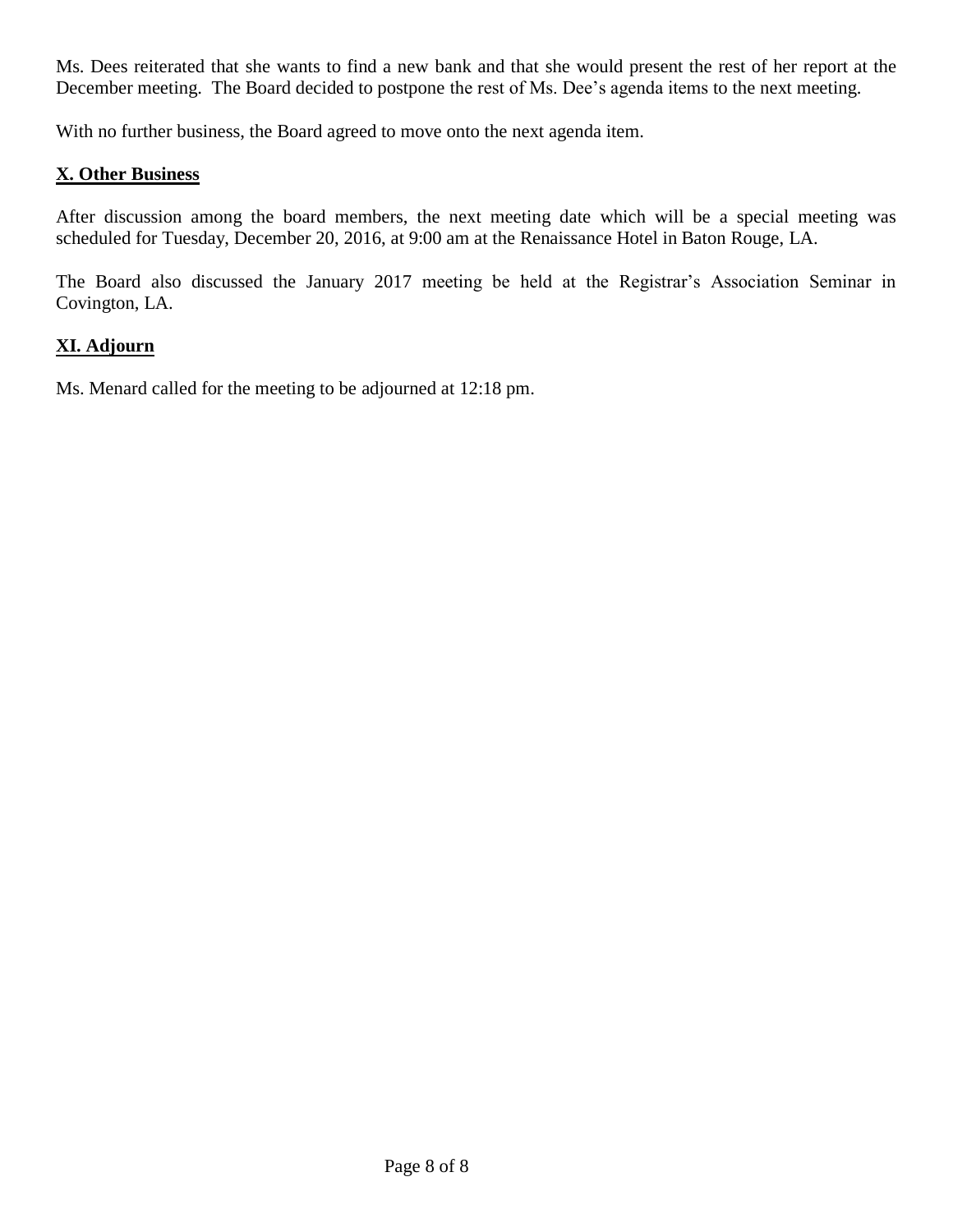Ms. Dees reiterated that she wants to find a new bank and that she would present the rest of her report at the December meeting. The Board decided to postpone the rest of Ms. Dee's agenda items to the next meeting.

With no further business, the Board agreed to move onto the next agenda item.

## X. Other Business

After discussion among the board members, the next meeting date which will be a special meeting was scheduled for Tuesday, December 20, 2016, at 9:00 am at the Renaissance Hotel in Baton Rouge, LA.

The Board also discussed the January 2017 meeting be held at the Registrar's Association Seminar in Covington, LA.

## XI. Adjourn

Ms. Menard called for the meeting to be adjourned at 12:18 pm.